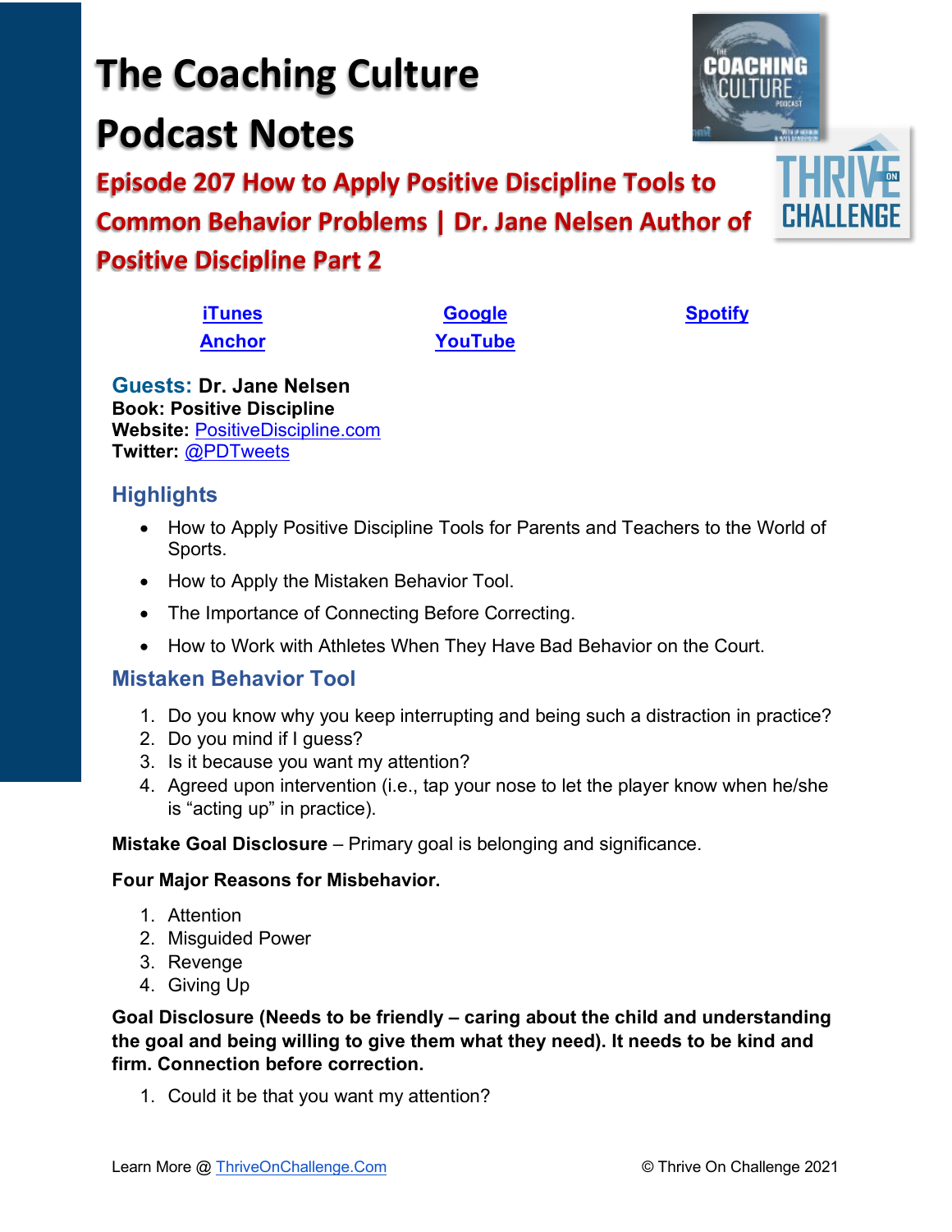# The Coaching Culture Podcast Notes

## Episode 207 How to Apply Positive Discipline Tools to Common Behavior Problems | Dr. Jane Nelsen Author of Positive Discipline Part 2

**iTunes** **Google** **Spotify**
**Anchor** **YouTube**

**Guests: Dr. Jane Nelsen**
**Book: Positive Discipline**
**Website:** PositiveDiscipline.com
**Twitter:** @PDTweets

## Highlights

- How to Apply Positive Discipline Tools for Parents and Teachers to the World of Sports.
- How to Apply the Mistaken Behavior Tool.
- The Importance of Connecting Before Correcting.
- How to Work with Athletes When They Have Bad Behavior on the Court.

## Mistaken Behavior Tool

1. Do you know why you keep interrupting and being such a distraction in practice?
2. Do you mind if I guess?
3. Is it because you want my attention?
4. Agreed upon intervention (i.e., tap your nose to let the player know when he/she is "acting up" in practice).

**Mistake Goal Disclosure** – Primary goal is belonging and significance.

**Four Major Reasons for Misbehavior.**

1. Attention
2. Misguided Power
3. Revenge
4. Giving Up

**Goal Disclosure (Needs to be friendly – caring about the child and understanding the goal and being willing to give them what they need). It needs to be kind and firm. Connection before correction.**

1. Could it be that you want my attention?

Learn More @ ThriveOnChallenge.Com © Thrive On Challenge 2021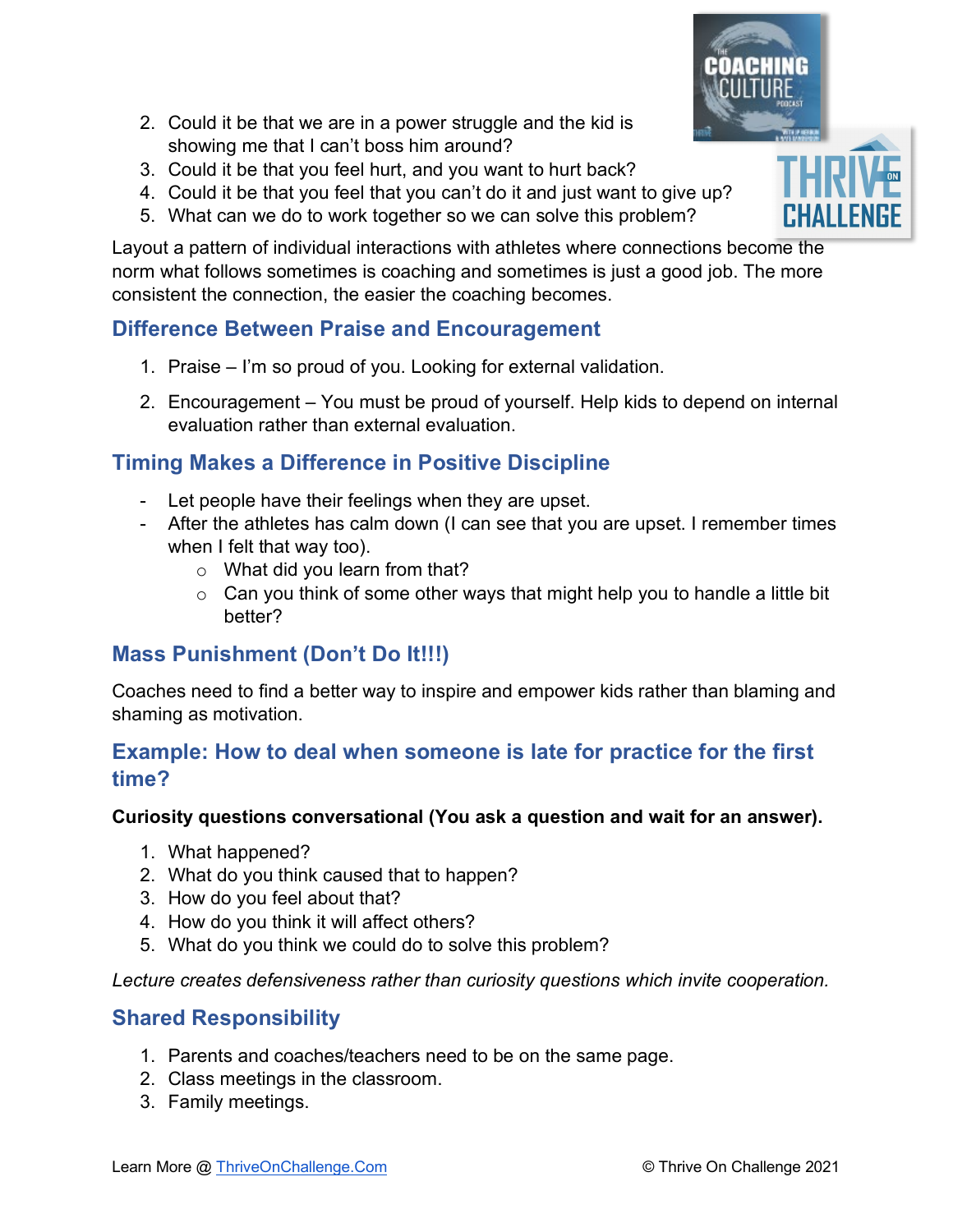2. Could it be that we are in a power struggle and the kid is showing me that I can't boss him around?
3. Could it be that you feel hurt, and you want to hurt back?
4. Could it be that you feel that you can't do it and just want to give up?
5. What can we do to work together so we can solve this problem?

Layout a pattern of individual interactions with athletes where connections become the norm what follows sometimes is coaching and sometimes is just a good job. The more consistent the connection, the easier the coaching becomes.

## Difference Between Praise and Encouragement

1. Praise – I'm so proud of you. Looking for external validation.

2. Encouragement – You must be proud of yourself. Help kids to depend on internal evaluation rather than external evaluation.

## Timing Makes a Difference in Positive Discipline

- Let people have their feelings when they are upset.
- After the athletes has calm down (I can see that you are upset. I remember times when I felt that way too).
  - What did you learn from that?
  - Can you think of some other ways that might help you to handle a little bit better?

## Mass Punishment (Don't Do It!!!)

Coaches need to find a better way to inspire and empower kids rather than blaming and shaming as motivation.

## Example: How to deal when someone is late for practice for the first time?

**Curiosity questions conversational (You ask a question and wait for an answer).**

1. What happened?
2. What do you think caused that to happen?
3. How do you feel about that?
4. How do you think it will affect others?
5. What do you think we could do to solve this problem?

*Lecture creates defensiveness rather than curiosity questions which invite cooperation.*

## Shared Responsibility

1. Parents and coaches/teachers need to be on the same page.
2. Class meetings in the classroom.
3. Family meetings.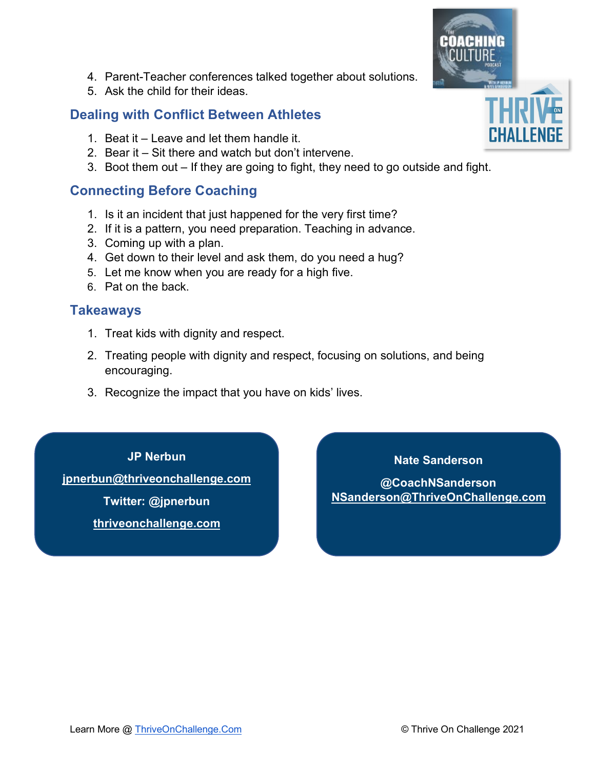4. Parent-Teacher conferences talked together about solutions.
5. Ask the child for their ideas.

## Dealing with Conflict Between Athletes

1. Beat it – Leave and let them handle it.
2. Bear it – Sit there and watch but don't intervene.
3. Boot them out – If they are going to fight, they need to go outside and fight.

## Connecting Before Coaching

1. Is it an incident that just happened for the very first time?
2. If it is a pattern, you need preparation. Teaching in advance.
3. Coming up with a plan.
4. Get down to their level and ask them, do you need a hug?
5. Let me know when you are ready for a high five.
6. Pat on the back.

## Takeaways

1. Treat kids with dignity and respect.
2. Treating people with dignity and respect, focusing on solutions, and being encouraging.
3. Recognize the impact that you have on kids' lives.

**JP Nerbun**

**jpnerbun@thriveonchallenge.com**

**Twitter: @jpnerbun**

**thriveonchallenge.com**

**Nate Sanderson**

**@CoachNSanderson**
**NSanderson@ThriveOnChallenge.com**

Learn More @ ThriveOnChallenge.Com

© Thrive On Challenge 2021